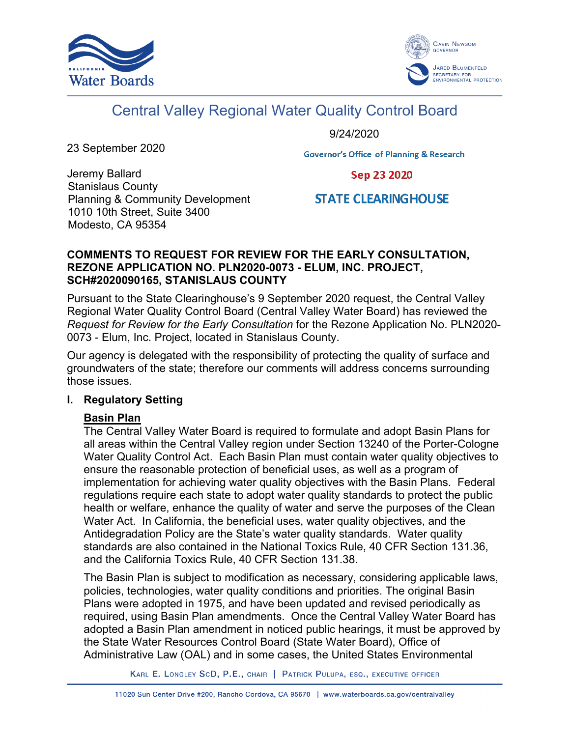# Central Valley Regional Water Quality Control Board

9/24/2020

23 September 2020

Governor's Office of Planning & Research

Sep 23 2020

STATE CLEARINGHOUSE

Jeremy Ballard
Stanislaus County
Planning & Community Development
1010 10th Street, Suite 3400
Modesto, CA 95354

**COMMENTS TO REQUEST FOR REVIEW FOR THE EARLY CONSULTATION, REZONE APPLICATION NO. PLN2020-0073 - ELUM, INC. PROJECT, SCH#2020090165, STANISLAUS COUNTY**

Pursuant to the State Clearinghouse's 9 September 2020 request, the Central Valley Regional Water Quality Control Board (Central Valley Water Board) has reviewed the *Request for Review for the Early Consultation* for the Rezone Application No. PLN2020-0073 - Elum, Inc. Project, located in Stanislaus County.

Our agency is delegated with the responsibility of protecting the quality of surface and groundwaters of the state; therefore our comments will address concerns surrounding those issues.

## I. Regulatory Setting

### Basin Plan

The Central Valley Water Board is required to formulate and adopt Basin Plans for all areas within the Central Valley region under Section 13240 of the Porter-Cologne Water Quality Control Act. Each Basin Plan must contain water quality objectives to ensure the reasonable protection of beneficial uses, as well as a program of implementation for achieving water quality objectives with the Basin Plans. Federal regulations require each state to adopt water quality standards to protect the public health or welfare, enhance the quality of water and serve the purposes of the Clean Water Act. In California, the beneficial uses, water quality objectives, and the Antidegradation Policy are the State's water quality standards. Water quality standards are also contained in the National Toxics Rule, 40 CFR Section 131.36, and the California Toxics Rule, 40 CFR Section 131.38.

The Basin Plan is subject to modification as necessary, considering applicable laws, policies, technologies, water quality conditions and priorities. The original Basin Plans were adopted in 1975, and have been updated and revised periodically as required, using Basin Plan amendments. Once the Central Valley Water Board has adopted a Basin Plan amendment in noticed public hearings, it must be approved by the State Water Resources Control Board (State Water Board), Office of Administrative Law (OAL) and in some cases, the United States Environmental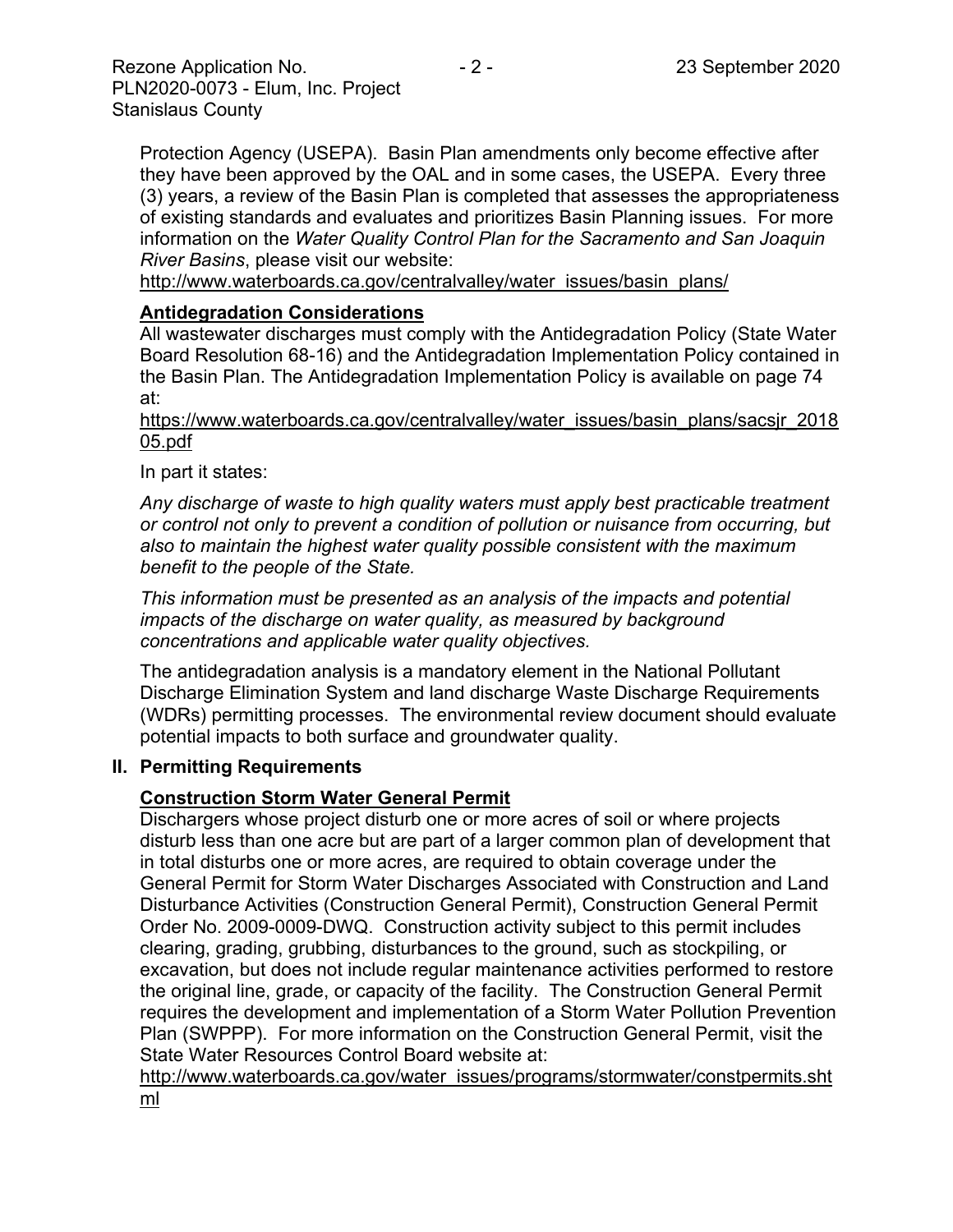Protection Agency (USEPA). Basin Plan amendments only become effective after they have been approved by the OAL and in some cases, the USEPA. Every three (3) years, a review of the Basin Plan is completed that assesses the appropriateness of existing standards and evaluates and prioritizes Basin Planning issues. For more information on the *Water Quality Control Plan for the Sacramento and San Joaquin River Basins*, please visit our website: http://www.waterboards.ca.gov/centralvalley/water_issues/basin_plans/

**Antidegradation Considerations**

All wastewater discharges must comply with the Antidegradation Policy (State Water Board Resolution 68-16) and the Antidegradation Implementation Policy contained in the Basin Plan. The Antidegradation Implementation Policy is available on page 74 at:
https://www.waterboards.ca.gov/centralvalley/water_issues/basin_plans/sacsjr_201805.pdf

In part it states:

*Any discharge of waste to high quality waters must apply best practicable treatment or control not only to prevent a condition of pollution or nuisance from occurring, but also to maintain the highest water quality possible consistent with the maximum benefit to the people of the State.*

*This information must be presented as an analysis of the impacts and potential impacts of the discharge on water quality, as measured by background concentrations and applicable water quality objectives.*

The antidegradation analysis is a mandatory element in the National Pollutant Discharge Elimination System and land discharge Waste Discharge Requirements (WDRs) permitting processes. The environmental review document should evaluate potential impacts to both surface and groundwater quality.

## II. Permitting Requirements

**Construction Storm Water General Permit**

Dischargers whose project disturb one or more acres of soil or where projects disturb less than one acre but are part of a larger common plan of development that in total disturbs one or more acres, are required to obtain coverage under the General Permit for Storm Water Discharges Associated with Construction and Land Disturbance Activities (Construction General Permit), Construction General Permit Order No. 2009-0009-DWQ. Construction activity subject to this permit includes clearing, grading, grubbing, disturbances to the ground, such as stockpiling, or excavation, but does not include regular maintenance activities performed to restore the original line, grade, or capacity of the facility. The Construction General Permit requires the development and implementation of a Storm Water Pollution Prevention Plan (SWPPP). For more information on the Construction General Permit, visit the State Water Resources Control Board website at:
http://www.waterboards.ca.gov/water_issues/programs/stormwater/constpermits.shtml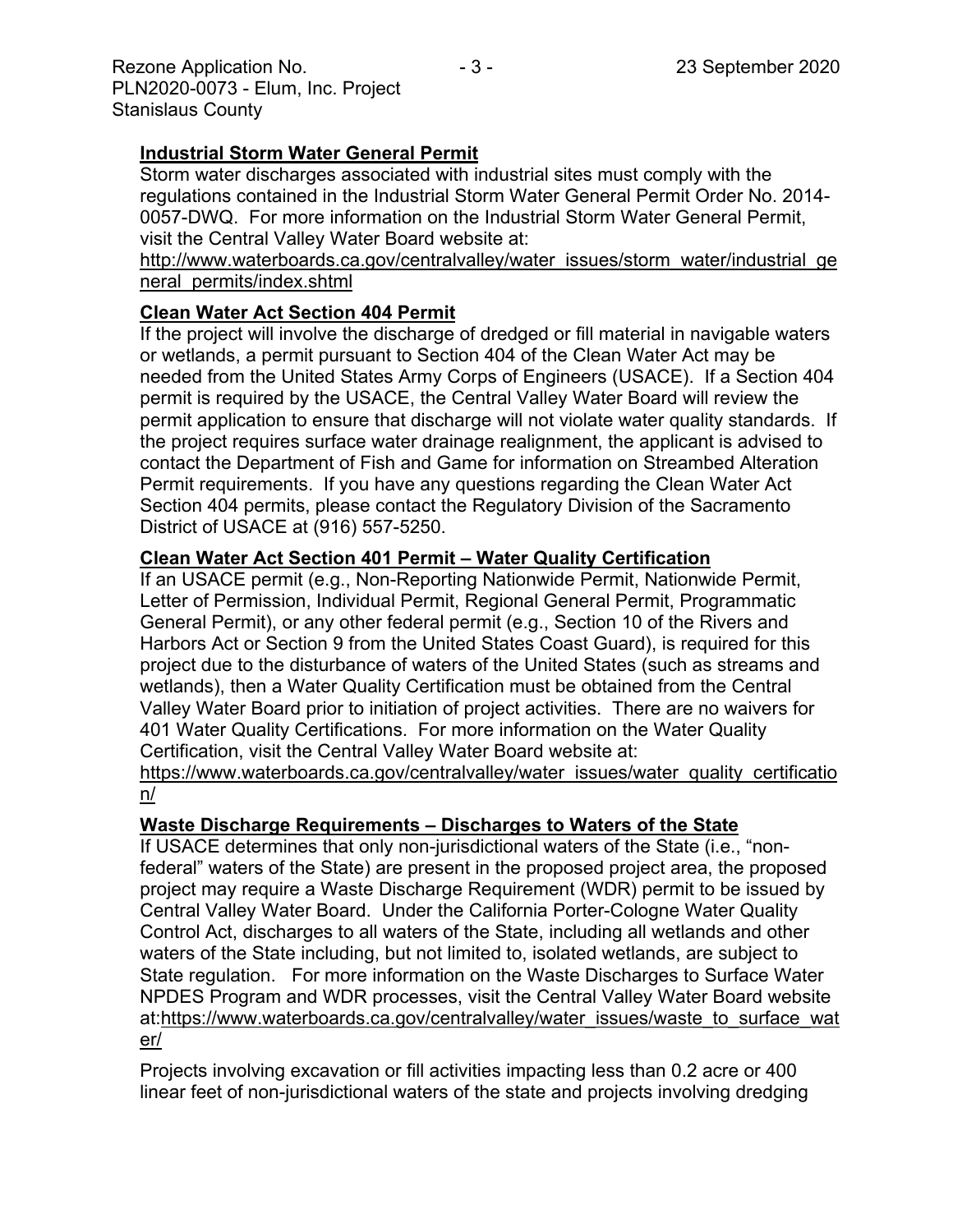### Industrial Storm Water General Permit

Storm water discharges associated with industrial sites must comply with the regulations contained in the Industrial Storm Water General Permit Order No. 2014-0057-DWQ. For more information on the Industrial Storm Water General Permit, visit the Central Valley Water Board website at:
http://www.waterboards.ca.gov/centralvalley/water_issues/storm_water/industrial_general_permits/index.shtml

### Clean Water Act Section 404 Permit

If the project will involve the discharge of dredged or fill material in navigable waters or wetlands, a permit pursuant to Section 404 of the Clean Water Act may be needed from the United States Army Corps of Engineers (USACE). If a Section 404 permit is required by the USACE, the Central Valley Water Board will review the permit application to ensure that discharge will not violate water quality standards. If the project requires surface water drainage realignment, the applicant is advised to contact the Department of Fish and Game for information on Streambed Alteration Permit requirements. If you have any questions regarding the Clean Water Act Section 404 permits, please contact the Regulatory Division of the Sacramento District of USACE at (916) 557-5250.

### Clean Water Act Section 401 Permit – Water Quality Certification

If an USACE permit (e.g., Non-Reporting Nationwide Permit, Nationwide Permit, Letter of Permission, Individual Permit, Regional General Permit, Programmatic General Permit), or any other federal permit (e.g., Section 10 of the Rivers and Harbors Act or Section 9 from the United States Coast Guard), is required for this project due to the disturbance of waters of the United States (such as streams and wetlands), then a Water Quality Certification must be obtained from the Central Valley Water Board prior to initiation of project activities. There are no waivers for 401 Water Quality Certifications. For more information on the Water Quality Certification, visit the Central Valley Water Board website at:
https://www.waterboards.ca.gov/centralvalley/water_issues/water_quality_certification/

### Waste Discharge Requirements – Discharges to Waters of the State

If USACE determines that only non-jurisdictional waters of the State (i.e., "non-federal" waters of the State) are present in the proposed project area, the proposed project may require a Waste Discharge Requirement (WDR) permit to be issued by Central Valley Water Board. Under the California Porter-Cologne Water Quality Control Act, discharges to all waters of the State, including all wetlands and other waters of the State including, but not limited to, isolated wetlands, are subject to State regulation. For more information on the Waste Discharges to Surface Water NPDES Program and WDR processes, visit the Central Valley Water Board website at:https://www.waterboards.ca.gov/centralvalley/water_issues/waste_to_surface_water/

Projects involving excavation or fill activities impacting less than 0.2 acre or 400 linear feet of non-jurisdictional waters of the state and projects involving dredging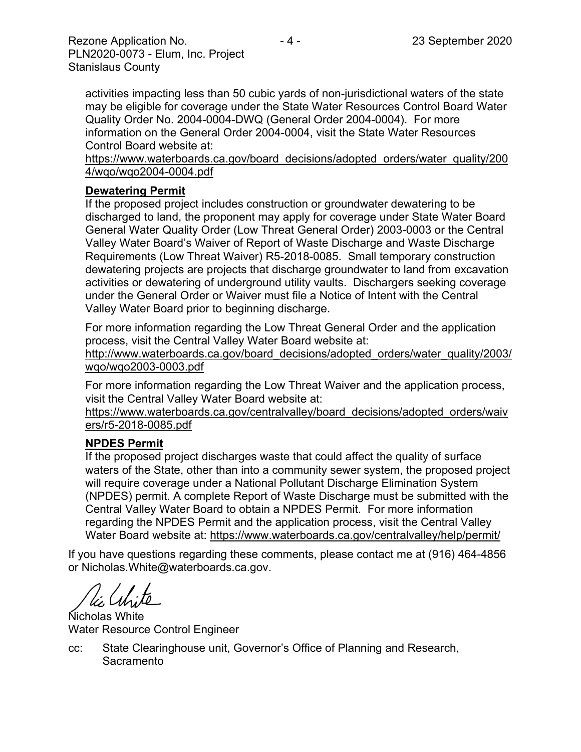activities impacting less than 50 cubic yards of non-jurisdictional waters of the state may be eligible for coverage under the State Water Resources Control Board Water Quality Order No. 2004-0004-DWQ (General Order 2004-0004). For more information on the General Order 2004-0004, visit the State Water Resources Control Board website at:
https://www.waterboards.ca.gov/board_decisions/adopted_orders/water_quality/2004/wqo/wqo2004-0004.pdf

**Dewatering Permit**

If the proposed project includes construction or groundwater dewatering to be discharged to land, the proponent may apply for coverage under State Water Board General Water Quality Order (Low Threat General Order) 2003-0003 or the Central Valley Water Board's Waiver of Report of Waste Discharge and Waste Discharge Requirements (Low Threat Waiver) R5-2018-0085. Small temporary construction dewatering projects are projects that discharge groundwater to land from excavation activities or dewatering of underground utility vaults. Dischargers seeking coverage under the General Order or Waiver must file a Notice of Intent with the Central Valley Water Board prior to beginning discharge.

For more information regarding the Low Threat General Order and the application process, visit the Central Valley Water Board website at:
http://www.waterboards.ca.gov/board_decisions/adopted_orders/water_quality/2003/wqo/wqo2003-0003.pdf

For more information regarding the Low Threat Waiver and the application process, visit the Central Valley Water Board website at:
https://www.waterboards.ca.gov/centralvalley/board_decisions/adopted_orders/waivers/r5-2018-0085.pdf

**NPDES Permit**

If the proposed project discharges waste that could affect the quality of surface waters of the State, other than into a community sewer system, the proposed project will require coverage under a National Pollutant Discharge Elimination System (NPDES) permit. A complete Report of Waste Discharge must be submitted with the Central Valley Water Board to obtain a NPDES Permit. For more information regarding the NPDES Permit and the application process, visit the Central Valley Water Board website at: https://www.waterboards.ca.gov/centralvalley/help/permit/

If you have questions regarding these comments, please contact me at (916) 464-4856 or Nicholas.White@waterboards.ca.gov.

Nicholas White
Water Resource Control Engineer

cc: State Clearinghouse unit, Governor's Office of Planning and Research, Sacramento